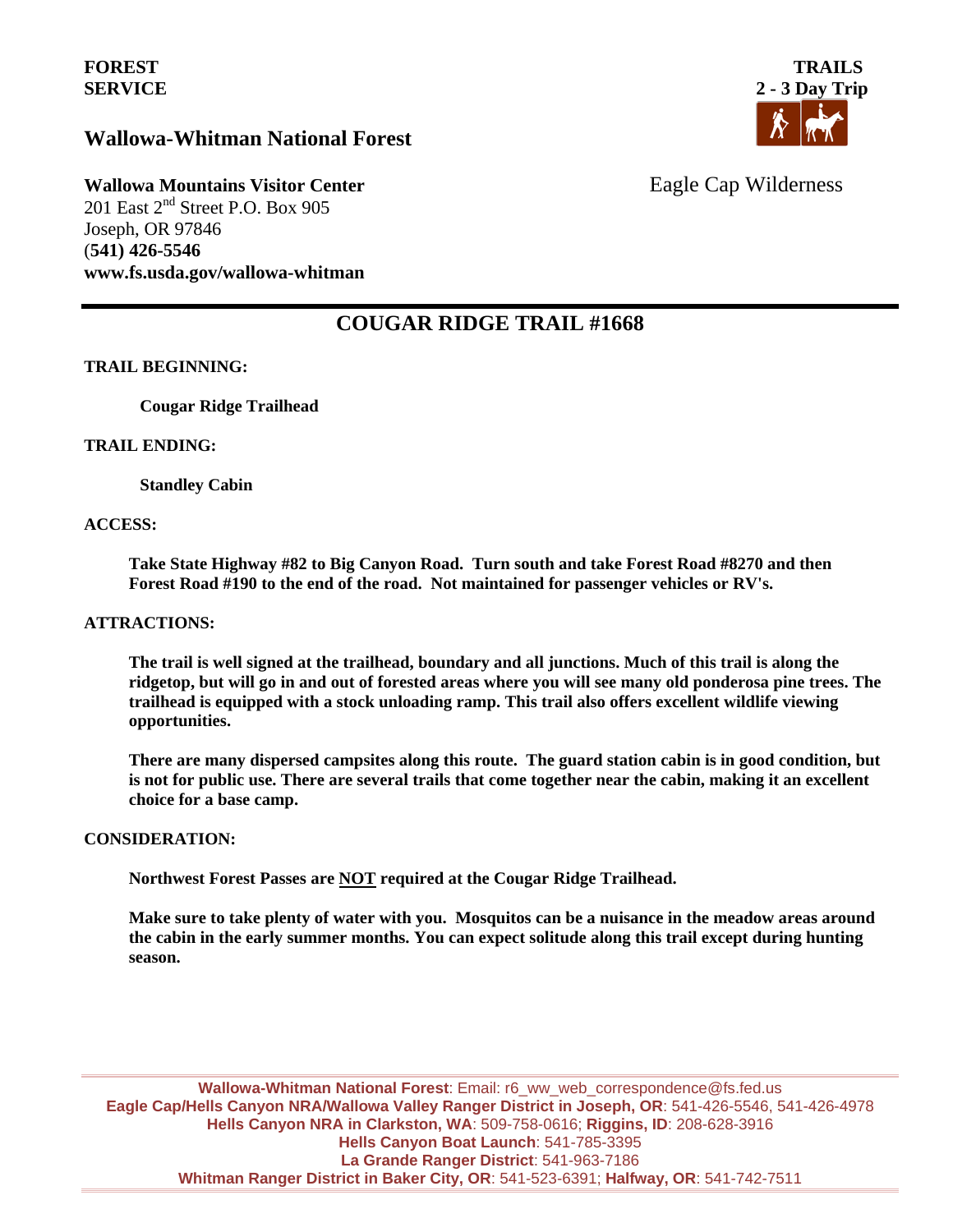**FOREST SERVICE**

**TRAILS**
**2 - 3 Day Trip**

## Wallowa-Whitman National Forest

**Wallowa Mountains Visitor Center**
201 East 2nd Street P.O. Box 905
Joseph, OR 97846
(**541) 426-5546**
**www.fs.usda.gov/wallowa-whitman**

Eagle Cap Wilderness

# COUGAR RIDGE TRAIL #1668

**TRAIL BEGINNING:**

**Cougar Ridge Trailhead**

**TRAIL ENDING:**

**Standley Cabin**

**ACCESS:**

**Take State Highway #82 to Big Canyon Road. Turn south and take Forest Road #8270 and then Forest Road #190 to the end of the road. Not maintained for passenger vehicles or RV's.**

**ATTRACTIONS:**

**The trail is well signed at the trailhead, boundary and all junctions. Much of this trail is along the ridgetop, but will go in and out of forested areas where you will see many old ponderosa pine trees. The trailhead is equipped with a stock unloading ramp. This trail also offers excellent wildlife viewing opportunities.**

**There are many dispersed campsites along this route. The guard station cabin is in good condition, but is not for public use. There are several trails that come together near the cabin, making it an excellent choice for a base camp.**

**CONSIDERATION:**

**Northwest Forest Passes are NOT required at the Cougar Ridge Trailhead.**

**Make sure to take plenty of water with you. Mosquitos can be a nuisance in the meadow areas around the cabin in the early summer months. You can expect solitude along this trail except during hunting season.**

**Wallowa-Whitman National Forest**: Email: r6_ww_web_correspondence@fs.fed.us
**Eagle Cap/Hells Canyon NRA/Wallowa Valley Ranger District in Joseph, OR**: 541-426-5546, 541-426-4978
**Hells Canyon NRA in Clarkston, WA**: 509-758-0616; **Riggins, ID**: 208-628-3916
**Hells Canyon Boat Launch**: 541-785-3395
**La Grande Ranger District**: 541-963-7186
**Whitman Ranger District in Baker City, OR**: 541-523-6391; **Halfway, OR**: 541-742-7511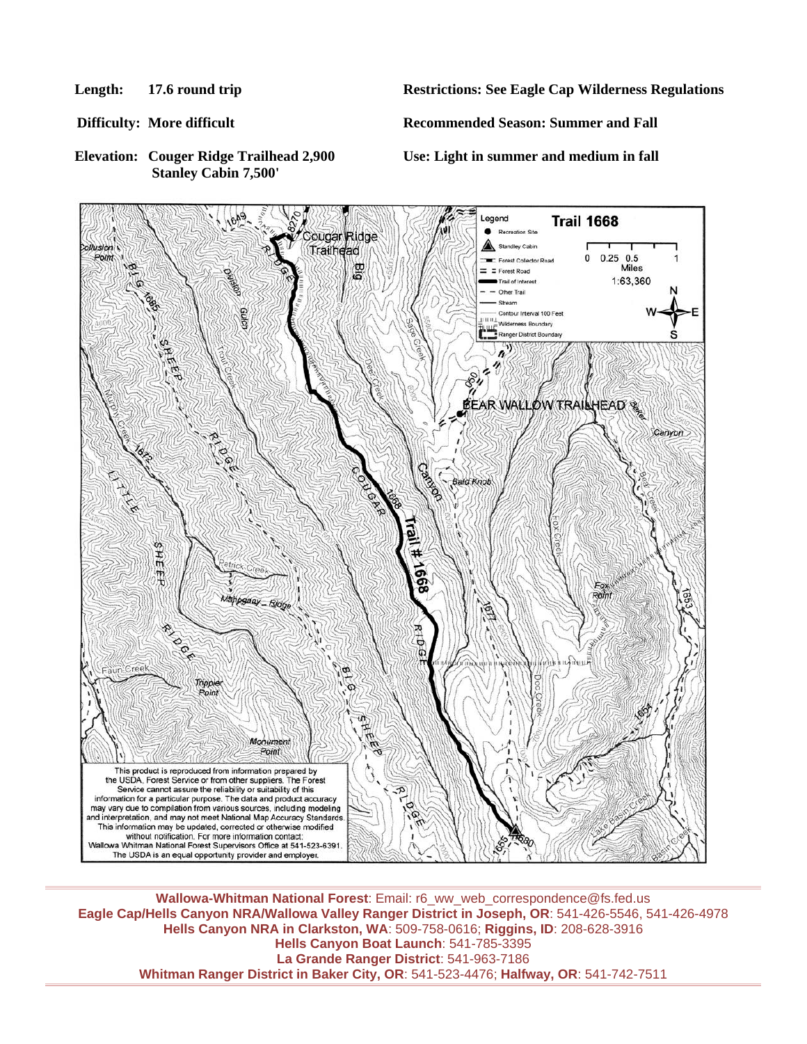**Length:** 17.6 round trip

**Difficulty:** More difficult

**Elevation:** Couger Ridge Trailhead 2,900
Stanley Cabin 7,500'

**Restrictions:** See Eagle Cap Wilderness Regulations

**Recommended Season:** Summer and Fall

**Use:** Light in summer and medium in fall

Trail 1668

Legend
Recreation Site
Standley Cabin
Forest Collector Road
Forest Road
Trail of Interest
Other Trail
Stream
Contour Interval 100 Feet
Wilderness Boundary
Ranger District Boundary

0 0.25 0.5 1
Miles
1:63,360

This product is reproduced from information prepared by the USDA, Forest Service or from other suppliers. The Forest Service cannot assure the reliability or suitability of this information for a particular purpose. The data and product accuracy may vary due to compilation from various sources, including modeling and interpretation, and may not meet National Map Accuracy Standards. This information may be updated, corrected or otherwise modified without notification. For more information contact: Wallowa Whitman National Forest Supervisors Office at 541-523-6391. The USDA is an equal opportunity provider and employer.

**Wallowa-Whitman National Forest**: Email: r6_ww_web_correspondence@fs.fed.us
**Eagle Cap/Hells Canyon NRA/Wallowa Valley Ranger District in Joseph, OR**: 541-426-5546, 541-426-4978
**Hells Canyon NRA in Clarkston, WA**: 509-758-0616; **Riggins, ID**: 208-628-3916
**Hells Canyon Boat Launch**: 541-785-3395
**La Grande Ranger District**: 541-963-7186
**Whitman Ranger District in Baker City, OR**: 541-523-4476; **Halfway, OR**: 541-742-7511